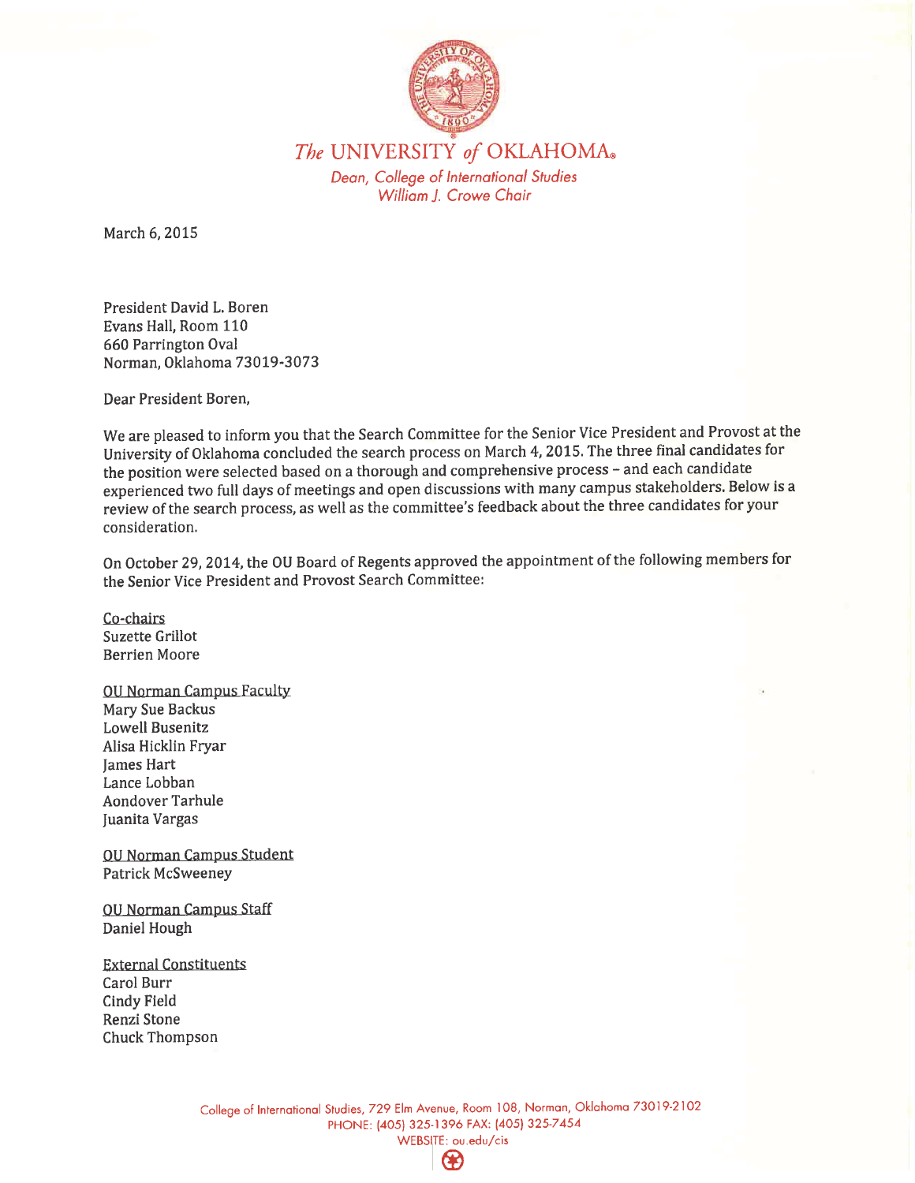*The* UNIVERSITY *of* OKLAHOMA®

*Dean, College of International Studies*
*William J. Crowe Chair*

March 6, 2015

President David L. Boren
Evans Hall, Room 110
660 Parrington Oval
Norman, Oklahoma 73019-3073

Dear President Boren,

We are pleased to inform you that the Search Committee for the Senior Vice President and Provost at the University of Oklahoma concluded the search process on March 4, 2015. The three final candidates for the position were selected based on a thorough and comprehensive process – and each candidate experienced two full days of meetings and open discussions with many campus stakeholders. Below is a review of the search process, as well as the committee's feedback about the three candidates for your consideration.

On October 29, 2014, the OU Board of Regents approved the appointment of the following members for the Senior Vice President and Provost Search Committee:

<u>Co-chairs</u>
Suzette Grillot
Berrien Moore

<u>OU Norman Campus Faculty</u>
Mary Sue Backus
Lowell Busenitz
Alisa Hicklin Fryar
James Hart
Lance Lobban
Aondover Tarhule
Juanita Vargas

<u>OU Norman Campus Student</u>
Patrick McSweeney

<u>OU Norman Campus Staff</u>
Daniel Hough

<u>External Constituents</u>
Carol Burr
Cindy Field
Renzi Stone
Chuck Thompson

College of International Studies, 729 Elm Avenue, Room 108, Norman, Oklahoma 73019-2102
PHONE: (405) 325-1396 FAX: (405) 325-7454
WEBSITE: ou.edu/cis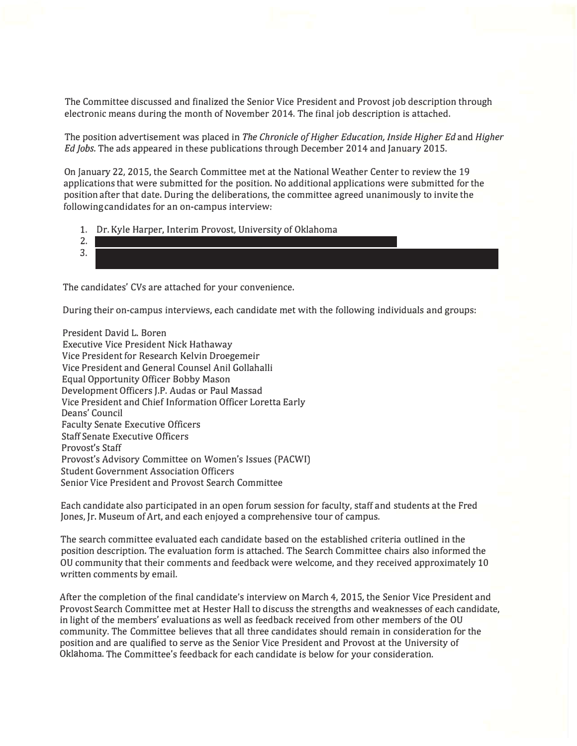The Committee discussed and finalized the Senior Vice President and Provost job description through electronic means during the month of November 2014. The final job description is attached.

The position advertisement was placed in *The Chronicle of Higher Education, Inside Higher Ed* and *Higher Ed Jobs*. The ads appeared in these publications through December 2014 and January 2015.

On January 22, 2015, the Search Committee met at the National Weather Center to review the 19 applications that were submitted for the position. No additional applications were submitted for the position after that date. During the deliberations, the committee agreed unanimously to invite the following candidates for an on-campus interview:

1. Dr. Kyle Harper, Interim Provost, University of Oklahoma
2. [REDACTED]
3. [REDACTED]

The candidates' CVs are attached for your convenience.

During their on-campus interviews, each candidate met with the following individuals and groups:

President David L. Boren
Executive Vice President Nick Hathaway
Vice President for Research Kelvin Droegemeir
Vice President and General Counsel Anil Gollahalli
Equal Opportunity Officer Bobby Mason
Development Officers J.P. Audas or Paul Massad
Vice President and Chief Information Officer Loretta Early
Deans' Council
Faculty Senate Executive Officers
Staff Senate Executive Officers
Provost's Staff
Provost's Advisory Committee on Women's Issues (PACWI)
Student Government Association Officers
Senior Vice President and Provost Search Committee

Each candidate also participated in an open forum session for faculty, staff and students at the Fred Jones, Jr. Museum of Art, and each enjoyed a comprehensive tour of campus.

The search committee evaluated each candidate based on the established criteria outlined in the position description. The evaluation form is attached. The Search Committee chairs also informed the OU community that their comments and feedback were welcome, and they received approximately 10 written comments by email.

After the completion of the final candidate's interview on March 4, 2015, the Senior Vice President and Provost Search Committee met at Hester Hall to discuss the strengths and weaknesses of each candidate, in light of the members' evaluations as well as feedback received from other members of the OU community. The Committee believes that all three candidates should remain in consideration for the position and are qualified to serve as the Senior Vice President and Provost at the University of Oklahoma. The Committee's feedback for each candidate is below for your consideration.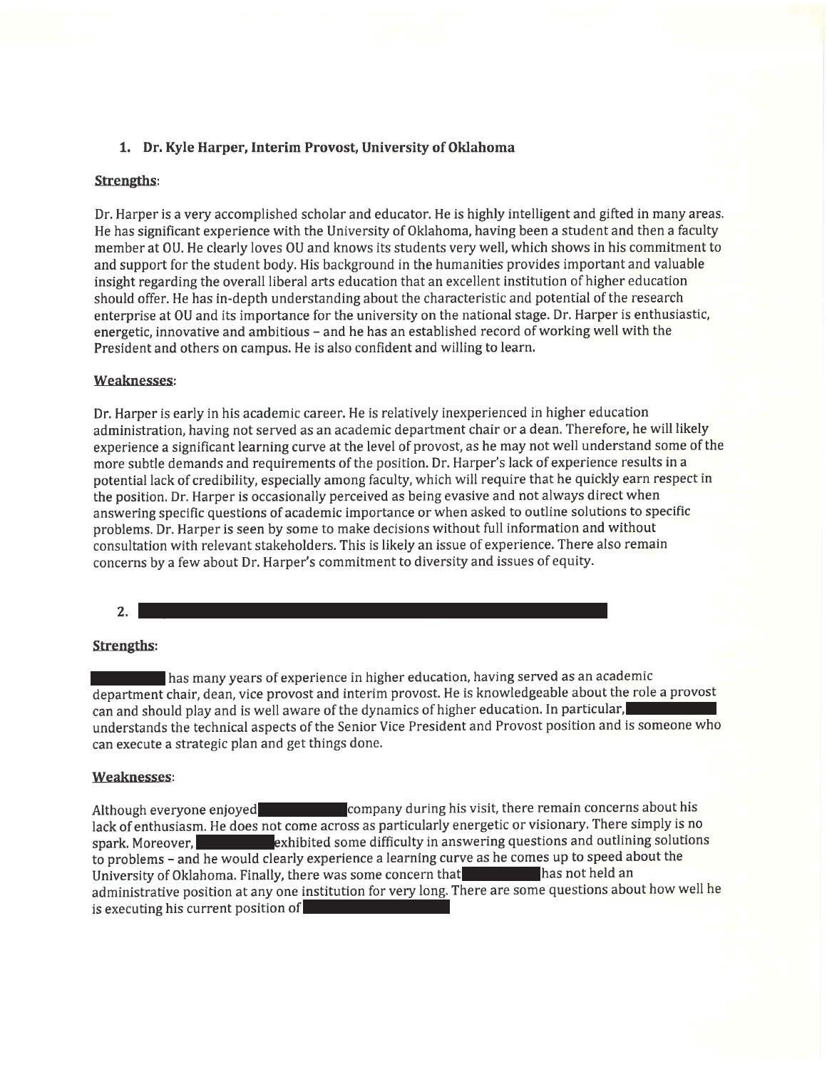## 1. Dr. Kyle Harper, Interim Provost, University of Oklahoma

**Strengths**:

Dr. Harper is a very accomplished scholar and educator. He is highly intelligent and gifted in many areas. He has significant experience with the University of Oklahoma, having been a student and then a faculty member at OU. He clearly loves OU and knows its students very well, which shows in his commitment to and support for the student body. His background in the humanities provides important and valuable insight regarding the overall liberal arts education that an excellent institution of higher education should offer. He has in-depth understanding about the characteristic and potential of the research enterprise at OU and its importance for the university on the national stage. Dr. Harper is enthusiastic, energetic, innovative and ambitious – and he has an established record of working well with the President and others on campus. He is also confident and willing to learn.

**Weaknesses**:

Dr. Harper is early in his academic career. He is relatively inexperienced in higher education administration, having not served as an academic department chair or a dean. Therefore, he will likely experience a significant learning curve at the level of provost, as he may not well understand some of the more subtle demands and requirements of the position. Dr. Harper's lack of experience results in a potential lack of credibility, especially among faculty, which will require that he quickly earn respect in the position. Dr. Harper is occasionally perceived as being evasive and not always direct when answering specific questions of academic importance or when asked to outline solutions to specific problems. Dr. Harper is seen by some to make decisions without full information and without consultation with relevant stakeholders. This is likely an issue of experience. There also remain concerns by a few about Dr. Harper's commitment to diversity and issues of equity.

## 2. [REDACTED]

**Strengths**:

[REDACTED] has many years of experience in higher education, having served as an academic department chair, dean, vice provost and interim provost. He is knowledgeable about the role a provost can and should play and is well aware of the dynamics of higher education. In particular, [REDACTED] understands the technical aspects of the Senior Vice President and Provost position and is someone who can execute a strategic plan and get things done.

**Weaknesses**:

Although everyone enjoyed [REDACTED] company during his visit, there remain concerns about his lack of enthusiasm. He does not come across as particularly energetic or visionary. There simply is no spark. Moreover, [REDACTED] exhibited some difficulty in answering questions and outlining solutions to problems – and he would clearly experience a learning curve as he comes up to speed about the University of Oklahoma. Finally, there was some concern that [REDACTED] has not held an administrative position at any one institution for very long. There are some questions about how well he is executing his current position of [REDACTED]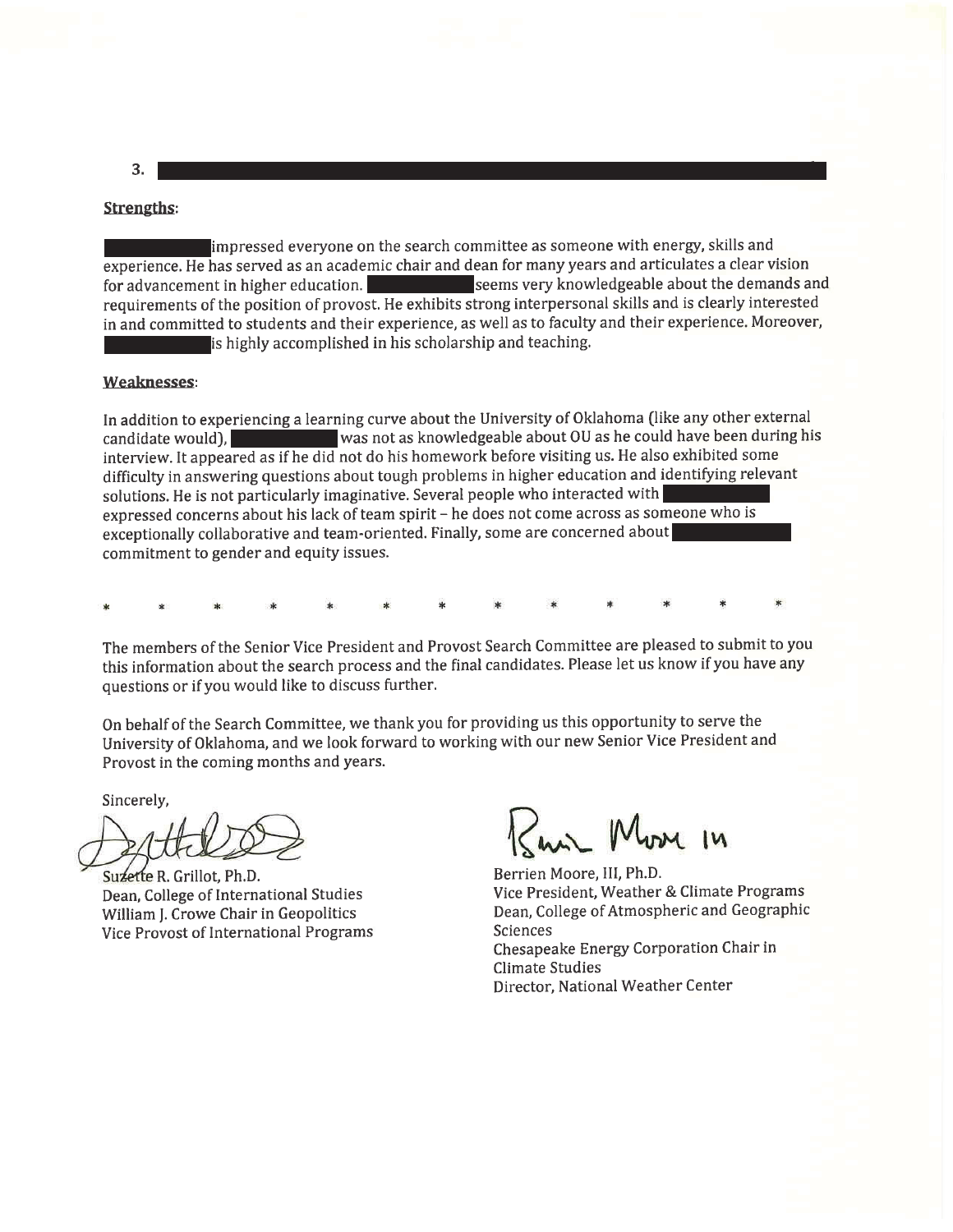3. [REDACTED]

**Strengths**:

[REDACTED] impressed everyone on the search committee as someone with energy, skills and experience. He has served as an academic chair and dean for many years and articulates a clear vision for advancement in higher education. [REDACTED] seems very knowledgeable about the demands and requirements of the position of provost. He exhibits strong interpersonal skills and is clearly interested in and committed to students and their experience, as well as to faculty and their experience. Moreover, [REDACTED] is highly accomplished in his scholarship and teaching.

**Weaknesses**:

In addition to experiencing a learning curve about the University of Oklahoma (like any other external candidate would), [REDACTED] was not as knowledgeable about OU as he could have been during his interview. It appeared as if he did not do his homework before visiting us. He also exhibited some difficulty in answering questions about tough problems in higher education and identifying relevant solutions. He is not particularly imaginative. Several people who interacted with [REDACTED] expressed concerns about his lack of team spirit – he does not come across as someone who is exceptionally collaborative and team-oriented. Finally, some are concerned about [REDACTED] commitment to gender and equity issues.

\* \* \* \* \* \* \* \* \* \* \* \* \*

The members of the Senior Vice President and Provost Search Committee are pleased to submit to you this information about the search process and the final candidates. Please let us know if you have any questions or if you would like to discuss further.

On behalf of the Search Committee, we thank you for providing us this opportunity to serve the University of Oklahoma, and we look forward to working with our new Senior Vice President and Provost in the coming months and years.

Sincerely,

Suzette R. Grillot, Ph.D.
Dean, College of International Studies
William J. Crowe Chair in Geopolitics
Vice Provost of International Programs

Berrien Moore, III, Ph.D.
Vice President, Weather & Climate Programs
Dean, College of Atmospheric and Geographic Sciences
Chesapeake Energy Corporation Chair in Climate Studies
Director, National Weather Center